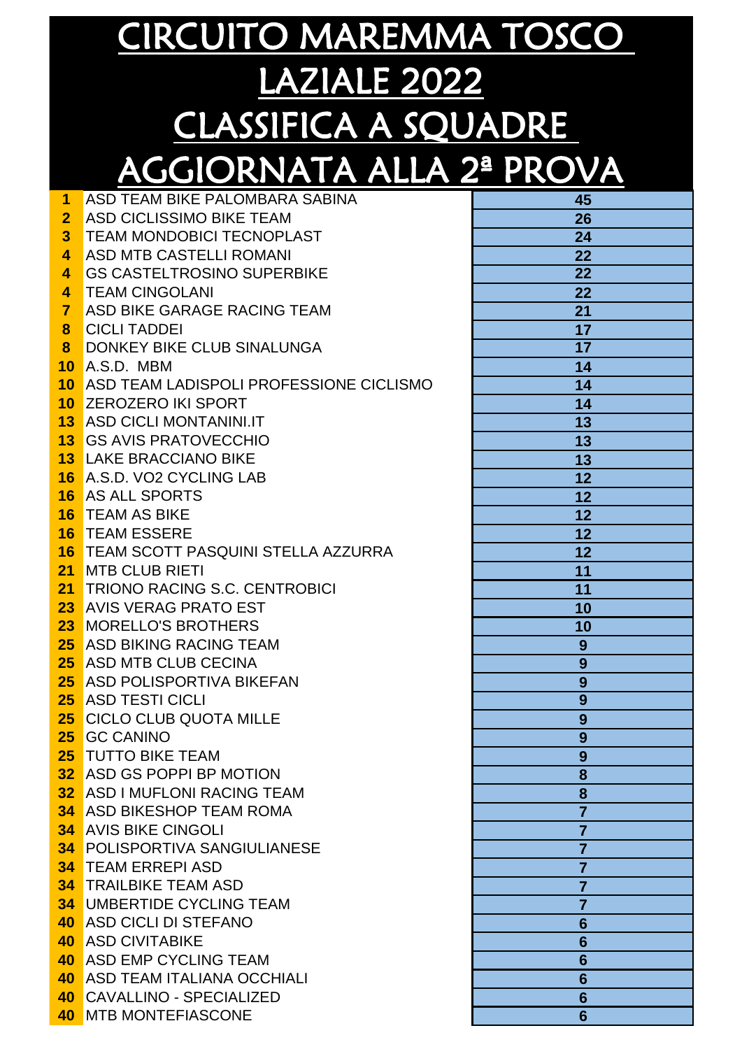# CIRCUITO MAREMMA TOSCO LAZIALE 2022
# CLASSIFICA A SQUADRE AGGIORNATA ALLA 2ª PROVA

| | | |
|---|---|---|
| 1 | ASD TEAM BIKE PALOMBARA SABINA | 45 |
| 2 | ASD CICLISSIMO BIKE TEAM | 26 |
| 3 | TEAM MONDOBICI TECNOPLAST | 24 |
| 4 | ASD MTB CASTELLI ROMANI | 22 |
| 4 | GS CASTELTROSINO SUPERBIKE | 22 |
| 4 | TEAM CINGOLANI | 22 |
| 7 | ASD BIKE GARAGE RACING TEAM | 21 |
| 8 | CICLI TADDEI | 17 |
| 8 | DONKEY BIKE CLUB SINALUNGA | 17 |
| 10 | A.S.D. MBM | 14 |
| 10 | ASD TEAM LADISPOLI PROFESSIONE CICLISMO | 14 |
| 10 | ZEROZERO IKI SPORT | 14 |
| 13 | ASD CICLI MONTANINI.IT | 13 |
| 13 | GS AVIS PRATOVECCHIO | 13 |
| 13 | LAKE BRACCIANO BIKE | 13 |
| 16 | A.S.D. VO2 CYCLING LAB | 12 |
| 16 | AS ALL SPORTS | 12 |
| 16 | TEAM AS BIKE | 12 |
| 16 | TEAM ESSERE | 12 |
| 16 | TEAM SCOTT PASQUINI STELLA AZZURRA | 12 |
| 21 | MTB CLUB RIETI | 11 |
| 21 | TRIONO RACING S.C. CENTROBICI | 11 |
| 23 | AVIS VERAG PRATO EST | 10 |
| 23 | MORELLO'S BROTHERS | 10 |
| 25 | ASD BIKING RACING TEAM | 9 |
| 25 | ASD MTB CLUB CECINA | 9 |
| 25 | ASD POLISPORTIVA BIKEFAN | 9 |
| 25 | ASD TESTI CICLI | 9 |
| 25 | CICLO CLUB QUOTA MILLE | 9 |
| 25 | GC CANINO | 9 |
| 25 | TUTTO BIKE TEAM | 9 |
| 32 | ASD GS POPPI BP MOTION | 8 |
| 32 | ASD I MUFLONI RACING TEAM | 8 |
| 34 | ASD BIKESHOP TEAM ROMA | 7 |
| 34 | AVIS BIKE CINGOLI | 7 |
| 34 | POLISPORTIVA SANGIULIANESE | 7 |
| 34 | TEAM ERREPI ASD | 7 |
| 34 | TRAILBIKE TEAM ASD | 7 |
| 34 | UMBERTIDE CYCLING TEAM | 7 |
| 40 | ASD CICLI DI STEFANO | 6 |
| 40 | ASD CIVITABIKE | 6 |
| 40 | ASD EMP CYCLING TEAM | 6 |
| 40 | ASD TEAM ITALIANA OCCHIALI | 6 |
| 40 | CAVALLINO - SPECIALIZED | 6 |
| 40 | MTB MONTEFIASCONE | 6 |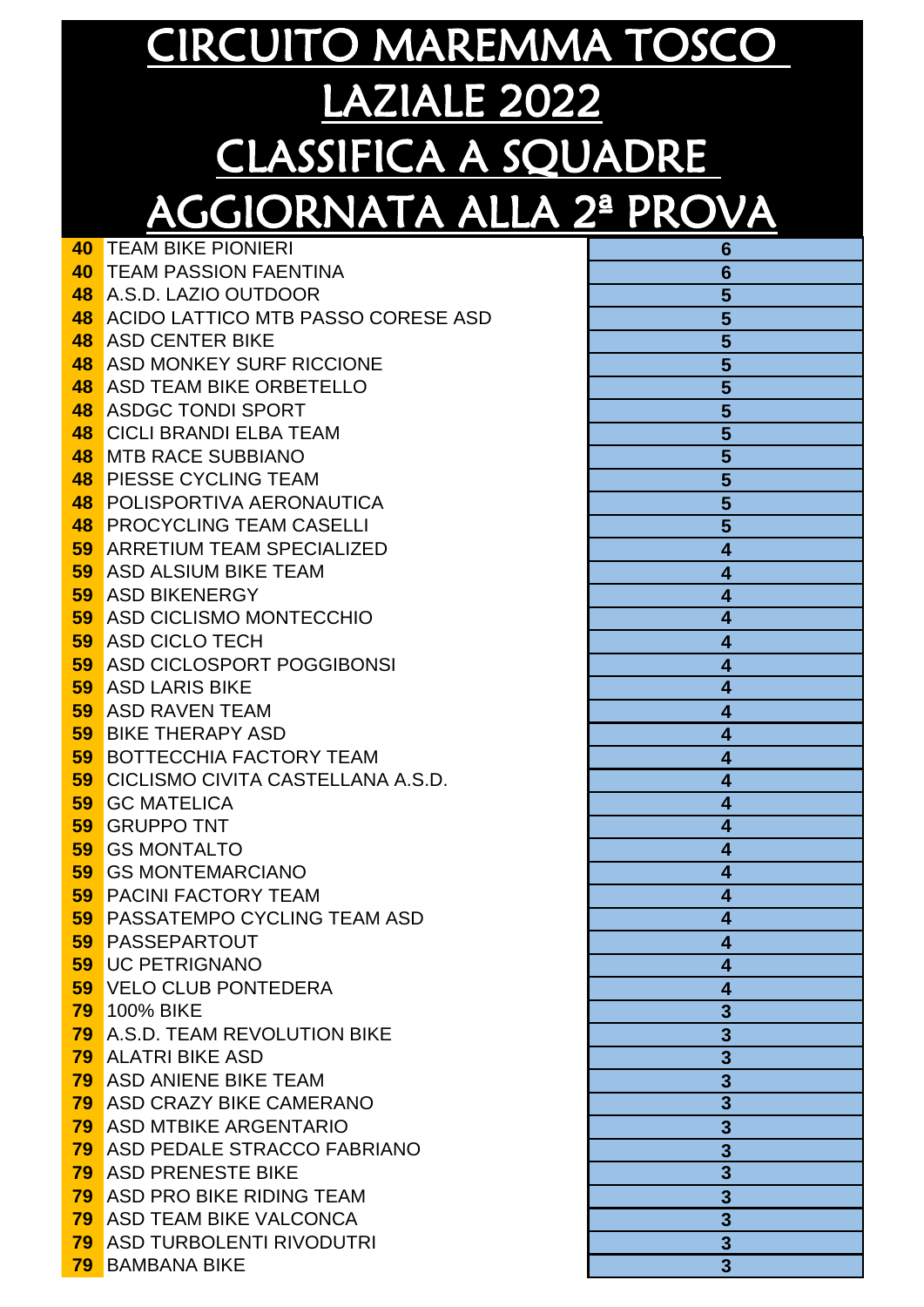# CIRCUITO MAREMMA TOSCO LAZIALE 2022

# CLASSIFICA A SQUADRE AGGIORNATA ALLA 2ª PROVA

| | | |
|---|---|---|
| 40 | TEAM BIKE PIONIERI | 6 |
| 40 | TEAM PASSION FAENTINA | 6 |
| 48 | A.S.D. LAZIO OUTDOOR | 5 |
| 48 | ACIDO LATTICO MTB PASSO CORESE ASD | 5 |
| 48 | ASD CENTER BIKE | 5 |
| 48 | ASD MONKEY SURF RICCIONE | 5 |
| 48 | ASD TEAM BIKE ORBETELLO | 5 |
| 48 | ASDGC TONDI SPORT | 5 |
| 48 | CICLI BRANDI ELBA TEAM | 5 |
| 48 | MTB RACE SUBBIANO | 5 |
| 48 | PIESSE CYCLING TEAM | 5 |
| 48 | POLISPORTIVA AERONAUTICA | 5 |
| 48 | PROCYCLING TEAM CASELLI | 5 |
| 59 | ARRETIUM TEAM SPECIALIZED | 4 |
| 59 | ASD ALSIUM BIKE TEAM | 4 |
| 59 | ASD BIKENERGY | 4 |
| 59 | ASD CICLISMO MONTECCHIO | 4 |
| 59 | ASD CICLO TECH | 4 |
| 59 | ASD CICLOSPORT POGGIBONSI | 4 |
| 59 | ASD LARIS BIKE | 4 |
| 59 | ASD RAVEN TEAM | 4 |
| 59 | BIKE THERAPY ASD | 4 |
| 59 | BOTTECCHIA FACTORY TEAM | 4 |
| 59 | CICLISMO CIVITA CASTELLANA A.S.D. | 4 |
| 59 | GC MATELICA | 4 |
| 59 | GRUPPO TNT | 4 |
| 59 | GS MONTALTO | 4 |
| 59 | GS MONTEMARCIANO | 4 |
| 59 | PACINI FACTORY TEAM | 4 |
| 59 | PASSATEMPO CYCLING TEAM ASD | 4 |
| 59 | PASSEPARTOUT | 4 |
| 59 | UC PETRIGNANO | 4 |
| 59 | VELO CLUB PONTEDERA | 4 |
| 79 | 100% BIKE | 3 |
| 79 | A.S.D. TEAM REVOLUTION BIKE | 3 |
| 79 | ALATRI BIKE ASD | 3 |
| 79 | ASD ANIENE BIKE TEAM | 3 |
| 79 | ASD CRAZY BIKE CAMERANO | 3 |
| 79 | ASD MTBIKE ARGENTARIO | 3 |
| 79 | ASD PEDALE STRACCO FABRIANO | 3 |
| 79 | ASD PRENESTE BIKE | 3 |
| 79 | ASD PRO BIKE RIDING TEAM | 3 |
| 79 | ASD TEAM BIKE VALCONCA | 3 |
| 79 | ASD TURBOLENTI RIVODUTRI | 3 |
| 79 | BAMBANA BIKE | 3 |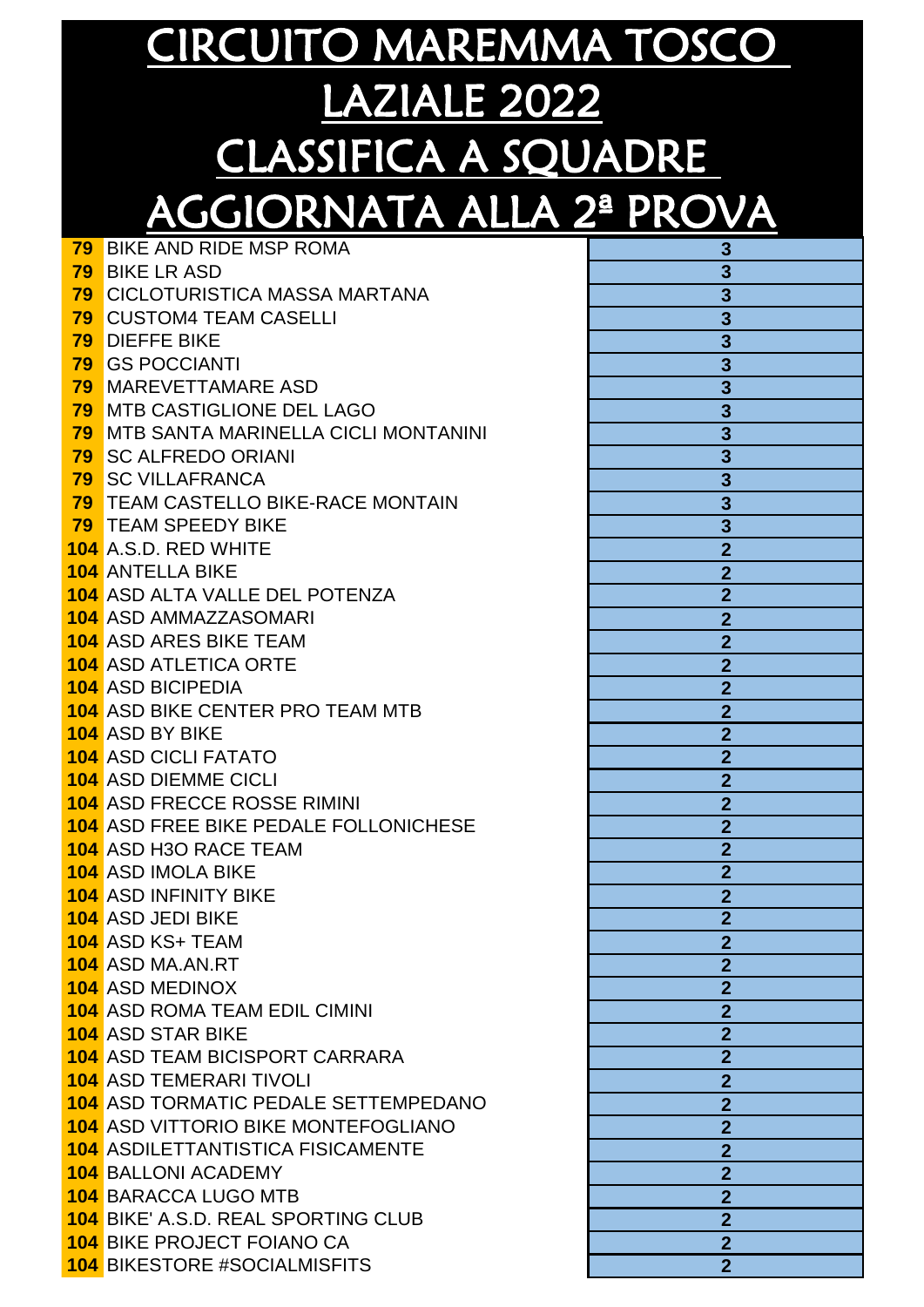# CIRCUITO MAREMMA TOSCO LAZIALE 2022
# CLASSIFICA A SQUADRE AGGIORNATA ALLA 2ª PROVA

| | | |
|---|---|---|
| 79 | BIKE AND RIDE MSP ROMA | 3 |
| 79 | BIKE LR ASD | 3 |
| 79 | CICLOTURISTICA MASSA MARTANA | 3 |
| 79 | CUSTOM4 TEAM CASELLI | 3 |
| 79 | DIEFFE BIKE | 3 |
| 79 | GS POCCIANTI | 3 |
| 79 | MAREVETTAMARE ASD | 3 |
| 79 | MTB CASTIGLIONE DEL LAGO | 3 |
| 79 | MTB SANTA MARINELLA CICLI MONTANINI | 3 |
| 79 | SC ALFREDO ORIANI | 3 |
| 79 | SC VILLAFRANCA | 3 |
| 79 | TEAM CASTELLO BIKE-RACE MONTAIN | 3 |
| 79 | TEAM SPEEDY BIKE | 3 |
| 104 | A.S.D. RED WHITE | 2 |
| 104 | ANTELLA BIKE | 2 |
| 104 | ASD ALTA VALLE DEL POTENZA | 2 |
| 104 | ASD AMMAZZASOMARI | 2 |
| 104 | ASD ARES BIKE TEAM | 2 |
| 104 | ASD ATLETICA ORTE | 2 |
| 104 | ASD BICIPEDIA | 2 |
| 104 | ASD BIKE CENTER PRO TEAM MTB | 2 |
| 104 | ASD BY BIKE | 2 |
| 104 | ASD CICLI FATATO | 2 |
| 104 | ASD DIEMME CICLI | 2 |
| 104 | ASD FRECCE ROSSE RIMINI | 2 |
| 104 | ASD FREE BIKE PEDALE FOLLONICHESE | 2 |
| 104 | ASD H3O RACE TEAM | 2 |
| 104 | ASD IMOLA BIKE | 2 |
| 104 | ASD INFINITY BIKE | 2 |
| 104 | ASD JEDI BIKE | 2 |
| 104 | ASD KS+ TEAM | 2 |
| 104 | ASD MA.AN.RT | 2 |
| 104 | ASD MEDINOX | 2 |
| 104 | ASD ROMA TEAM EDIL CIMINI | 2 |
| 104 | ASD STAR BIKE | 2 |
| 104 | ASD TEAM BICISPORT CARRARA | 2 |
| 104 | ASD TEMERARI TIVOLI | 2 |
| 104 | ASD TORMATIC PEDALE SETTEMPEDANO | 2 |
| 104 | ASD VITTORIO BIKE MONTEFOGLIANO | 2 |
| 104 | ASDILETTANTISTICA FISICAMENTE | 2 |
| 104 | BALLONI ACADEMY | 2 |
| 104 | BARACCA LUGO MTB | 2 |
| 104 | BIKE' A.S.D. REAL SPORTING CLUB | 2 |
| 104 | BIKE PROJECT FOIANO CA | 2 |
| 104 | BIKESTORE #SOCIALMISFITS | 2 |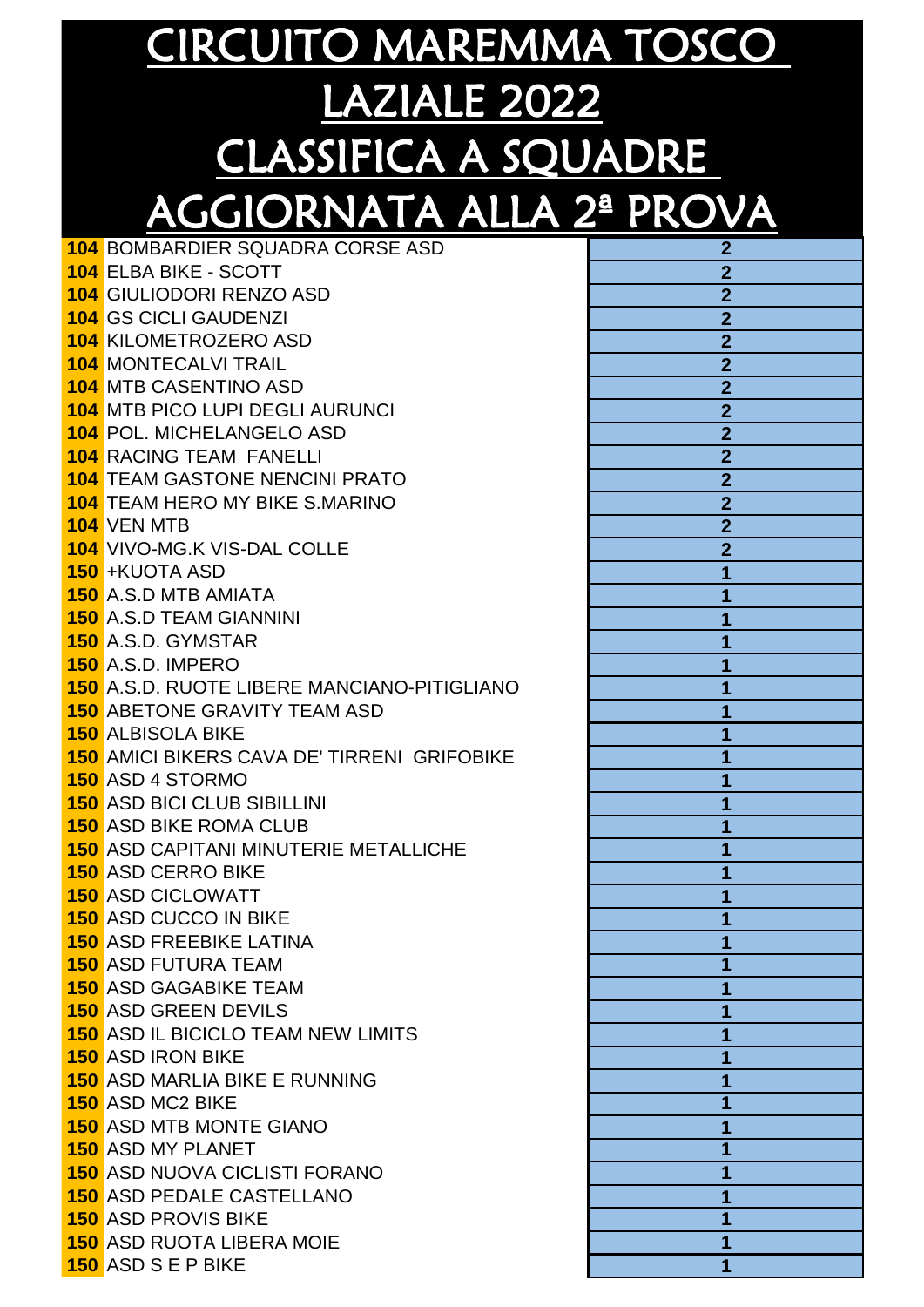# CIRCUITO MAREMMA TOSCO LAZIALE 2022
# CLASSIFICA A SQUADRE AGGIORNATA ALLA 2ª PROVA

| | | |
|---|---|---|
| **104** | BOMBARDIER SQUADRA CORSE ASD | **2** |
| **104** | ELBA BIKE - SCOTT | **2** |
| **104** | GIULIODORI RENZO ASD | **2** |
| **104** | GS CICLI GAUDENZI | **2** |
| **104** | KILOMETROZERO ASD | **2** |
| **104** | MONTECALVI TRAIL | **2** |
| **104** | MTB CASENTINO ASD | **2** |
| **104** | MTB PICO LUPI DEGLI AURUNCI | **2** |
| **104** | POL. MICHELANGELO ASD | **2** |
| **104** | RACING TEAM FANELLI | **2** |
| **104** | TEAM GASTONE NENCINI PRATO | **2** |
| **104** | TEAM HERO MY BIKE S.MARINO | **2** |
| **104** | VEN MTB | **2** |
| **104** | VIVO-MG.K VIS-DAL COLLE | **2** |
| **150** | +KUOTA ASD | **1** |
| **150** | A.S.D MTB AMIATA | **1** |
| **150** | A.S.D TEAM GIANNINI | **1** |
| **150** | A.S.D. GYMSTAR | **1** |
| **150** | A.S.D. IMPERO | **1** |
| **150** | A.S.D. RUOTE LIBERE MANCIANO-PITIGLIANO | **1** |
| **150** | ABETONE GRAVITY TEAM ASD | **1** |
| **150** | ALBISOLA BIKE | **1** |
| **150** | AMICI BIKERS CAVA DE' TIRRENI GRIFOBIKE | **1** |
| **150** | ASD 4 STORMO | **1** |
| **150** | ASD BICI CLUB SIBILLINI | **1** |
| **150** | ASD BIKE ROMA CLUB | **1** |
| **150** | ASD CAPITANI MINUTERIE METALLICHE | **1** |
| **150** | ASD CERRO BIKE | **1** |
| **150** | ASD CICLOWATT | **1** |
| **150** | ASD CUCCO IN BIKE | **1** |
| **150** | ASD FREEBIKE LATINA | **1** |
| **150** | ASD FUTURA TEAM | **1** |
| **150** | ASD GAGABIKE TEAM | **1** |
| **150** | ASD GREEN DEVILS | **1** |
| **150** | ASD IL BICICLO TEAM NEW LIMITS | **1** |
| **150** | ASD IRON BIKE | **1** |
| **150** | ASD MARLIA BIKE E RUNNING | **1** |
| **150** | ASD MC2 BIKE | **1** |
| **150** | ASD MTB MONTE GIANO | **1** |
| **150** | ASD MY PLANET | **1** |
| **150** | ASD NUOVA CICLISTI FORANO | **1** |
| **150** | ASD PEDALE CASTELLANO | **1** |
| **150** | ASD PROVIS BIKE | **1** |
| **150** | ASD RUOTA LIBERA MOIE | **1** |
| **150** | ASD S E P BIKE | **1** |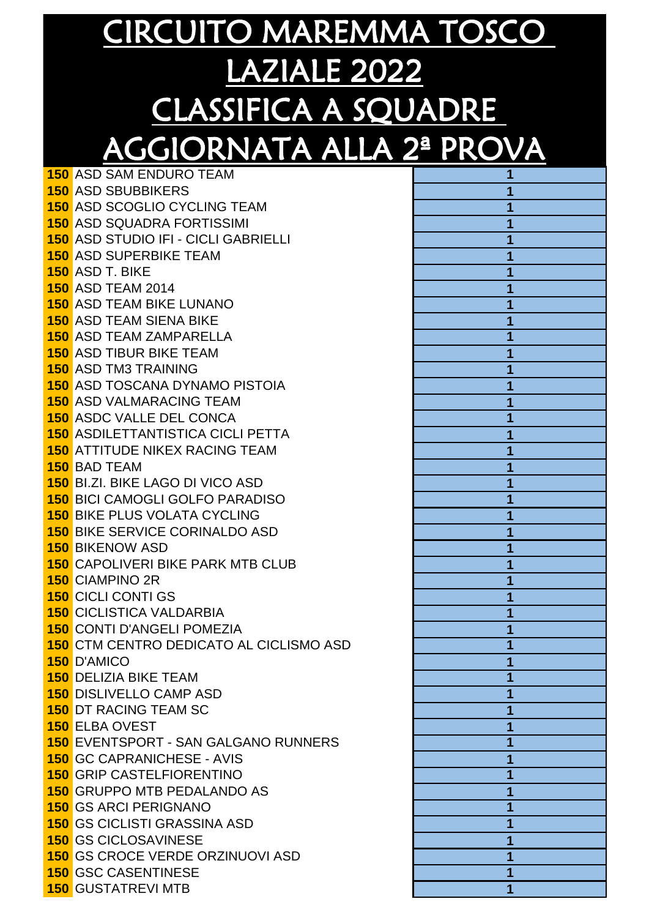# CIRCUITO MAREMMA TOSCO LAZIALE 2022
# CLASSIFICA A SQUADRE AGGIORNATA ALLA 2ª PROVA

| | | |
|---|---|---|
| 150 | ASD SAM ENDURO TEAM | 1 |
| 150 | ASD SBUBBIKERS | 1 |
| 150 | ASD SCOGLIO CYCLING TEAM | 1 |
| 150 | ASD SQUADRA FORTISSIMI | 1 |
| 150 | ASD STUDIO IFI - CICLI GABRIELLI | 1 |
| 150 | ASD SUPERBIKE TEAM | 1 |
| 150 | ASD T. BIKE | 1 |
| 150 | ASD TEAM 2014 | 1 |
| 150 | ASD TEAM BIKE LUNANO | 1 |
| 150 | ASD TEAM SIENA BIKE | 1 |
| 150 | ASD TEAM ZAMPARELLA | 1 |
| 150 | ASD TIBUR BIKE TEAM | 1 |
| 150 | ASD TM3 TRAINING | 1 |
| 150 | ASD TOSCANA DYNAMO PISTOIA | 1 |
| 150 | ASD VALMARACING TEAM | 1 |
| 150 | ASDC VALLE DEL CONCA | 1 |
| 150 | ASDILETTANTISTICA CICLI PETTA | 1 |
| 150 | ATTITUDE NIKEX RACING TEAM | 1 |
| 150 | BAD TEAM | 1 |
| 150 | BI.ZI. BIKE LAGO DI VICO ASD | 1 |
| 150 | BICI CAMOGLI GOLFO PARADISO | 1 |
| 150 | BIKE PLUS VOLATA CYCLING | 1 |
| 150 | BIKE SERVICE CORINALDO ASD | 1 |
| 150 | BIKENOW ASD | 1 |
| 150 | CAPOLIVERI BIKE PARK MTB CLUB | 1 |
| 150 | CIAMPINO 2R | 1 |
| 150 | CICLI CONTI GS | 1 |
| 150 | CICLISTICA VALDARBIA | 1 |
| 150 | CONTI D'ANGELI POMEZIA | 1 |
| 150 | CTM CENTRO DEDICATO AL CICLISMO ASD | 1 |
| 150 | D'AMICO | 1 |
| 150 | DELIZIA BIKE TEAM | 1 |
| 150 | DISLIVELLO CAMP ASD | 1 |
| 150 | DT RACING TEAM SC | 1 |
| 150 | ELBA OVEST | 1 |
| 150 | EVENTSPORT - SAN GALGANO RUNNERS | 1 |
| 150 | GC CAPRANICHESE - AVIS | 1 |
| 150 | GRIP CASTELFIORENTINO | 1 |
| 150 | GRUPPO MTB PEDALANDO AS | 1 |
| 150 | GS ARCI PERIGNANO | 1 |
| 150 | GS CICLISTI GRASSINA ASD | 1 |
| 150 | GS CICLOSAVINESE | 1 |
| 150 | GS CROCE VERDE ORZINUOVI ASD | 1 |
| 150 | GSC CASENTINESE | 1 |
| 150 | GUSTATREVI MTB | 1 |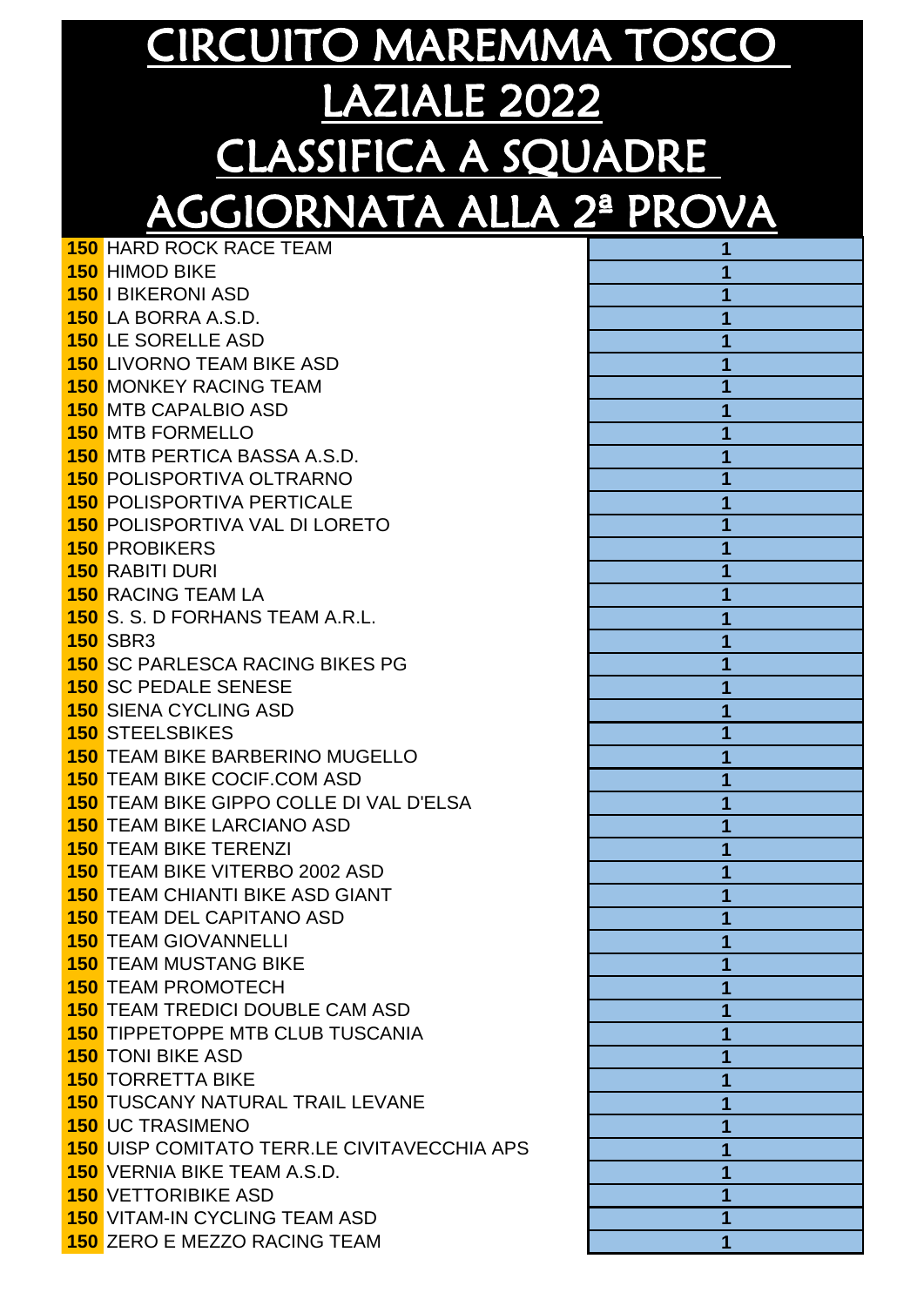# CIRCUITO MAREMMA TOSCO LAZIALE 2022
# CLASSIFICA A SQUADRE AGGIORNATA ALLA 2ª PROVA

| | | |
|---|---|---|
| 150 | HARD ROCK RACE TEAM | 1 |
| 150 | HIMOD BIKE | 1 |
| 150 | I BIKERONI ASD | 1 |
| 150 | LA BORRA A.S.D. | 1 |
| 150 | LE SORELLE ASD | 1 |
| 150 | LIVORNO TEAM BIKE ASD | 1 |
| 150 | MONKEY RACING TEAM | 1 |
| 150 | MTB CAPALBIO ASD | 1 |
| 150 | MTB FORMELLO | 1 |
| 150 | MTB PERTICA BASSA A.S.D. | 1 |
| 150 | POLISPORTIVA OLTRARNO | 1 |
| 150 | POLISPORTIVA PERTICALE | 1 |
| 150 | POLISPORTIVA VAL DI LORETO | 1 |
| 150 | PROBIKERS | 1 |
| 150 | RABITI DURI | 1 |
| 150 | RACING TEAM LA | 1 |
| 150 | S. S. D FORHANS TEAM A.R.L. | 1 |
| 150 | SBR3 | 1 |
| 150 | SC PARLESCA RACING BIKES PG | 1 |
| 150 | SC PEDALE SENESE | 1 |
| 150 | SIENA CYCLING ASD | 1 |
| 150 | STEELSBIKES | 1 |
| 150 | TEAM BIKE BARBERINO MUGELLO | 1 |
| 150 | TEAM BIKE COCIF.COM ASD | 1 |
| 150 | TEAM BIKE GIPPO COLLE DI VAL D'ELSA | 1 |
| 150 | TEAM BIKE LARCIANO ASD | 1 |
| 150 | TEAM BIKE TERENZI | 1 |
| 150 | TEAM BIKE VITERBO 2002 ASD | 1 |
| 150 | TEAM CHIANTI BIKE ASD GIANT | 1 |
| 150 | TEAM DEL CAPITANO ASD | 1 |
| 150 | TEAM GIOVANNELLI | 1 |
| 150 | TEAM MUSTANG BIKE | 1 |
| 150 | TEAM PROMOTECH | 1 |
| 150 | TEAM TREDICI DOUBLE CAM ASD | 1 |
| 150 | TIPPETOPPE MTB CLUB TUSCANIA | 1 |
| 150 | TONI BIKE ASD | 1 |
| 150 | TORRETTA BIKE | 1 |
| 150 | TUSCANY NATURAL TRAIL LEVANE | 1 |
| 150 | UC TRASIMENO | 1 |
| 150 | UISP COMITATO TERR.LE CIVITAVECCHIA APS | 1 |
| 150 | VERNIA BIKE TEAM A.S.D. | 1 |
| 150 | VETTORIBIKE ASD | 1 |
| 150 | VITAM-IN CYCLING TEAM ASD | 1 |
| 150 | ZERO E MEZZO RACING TEAM | 1 |